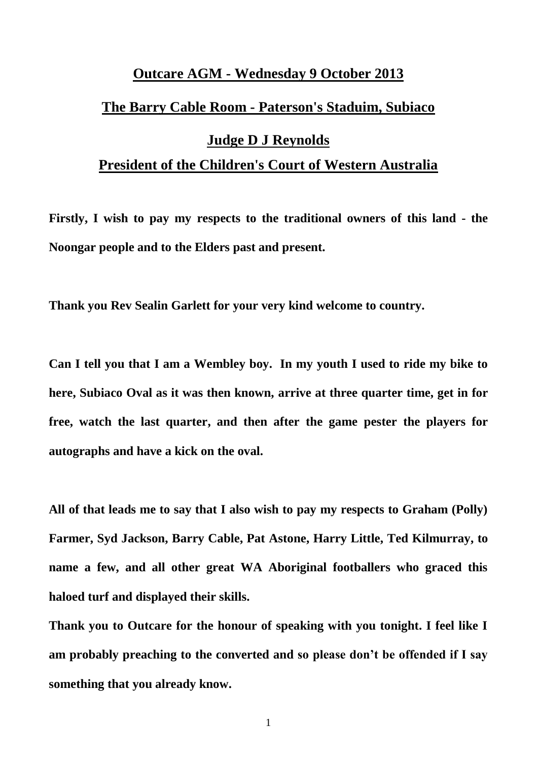# Outcare AGM - Wednesday 9 October 2013

## The Barry Cable Room - Paterson's Staduim, Subiaco

## Judge D J Reynolds

## President of the Children's Court of Western Australia

**Firstly, I wish to pay my respects to the traditional owners of this land - the Noongar people and to the Elders past and present.**

**Thank you Rev Sealin Garlett for your very kind welcome to country.**

**Can I tell you that I am a Wembley boy. In my youth I used to ride my bike to here, Subiaco Oval as it was then known, arrive at three quarter time, get in for free, watch the last quarter, and then after the game pester the players for autographs and have a kick on the oval.**

**All of that leads me to say that I also wish to pay my respects to Graham (Polly) Farmer, Syd Jackson, Barry Cable, Pat Astone, Harry Little, Ted Kilmurray, to name a few, and all other great WA Aboriginal footballers who graced this haloed turf and displayed their skills.**

**Thank you to Outcare for the honour of speaking with you tonight. I feel like I am probably preaching to the converted and so please don't be offended if I say something that you already know.**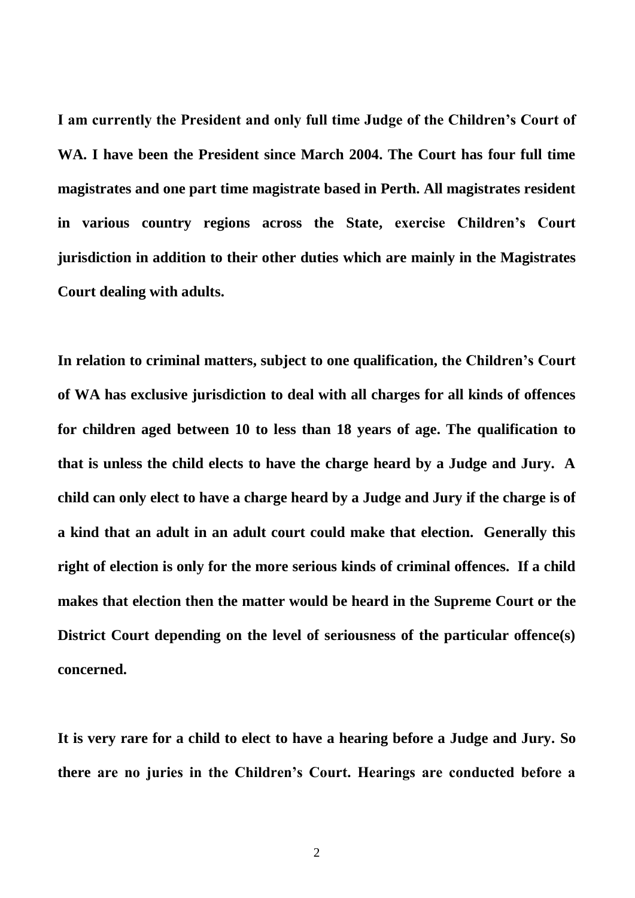**I am currently the President and only full time Judge of the Children's Court of WA. I have been the President since March 2004. The Court has four full time magistrates and one part time magistrate based in Perth. All magistrates resident in various country regions across the State, exercise Children's Court jurisdiction in addition to their other duties which are mainly in the Magistrates Court dealing with adults.**

**In relation to criminal matters, subject to one qualification, the Children's Court of WA has exclusive jurisdiction to deal with all charges for all kinds of offences for children aged between 10 to less than 18 years of age. The qualification to that is unless the child elects to have the charge heard by a Judge and Jury. A child can only elect to have a charge heard by a Judge and Jury if the charge is of a kind that an adult in an adult court could make that election. Generally this right of election is only for the more serious kinds of criminal offences. If a child makes that election then the matter would be heard in the Supreme Court or the District Court depending on the level of seriousness of the particular offence(s) concerned.**

**It is very rare for a child to elect to have a hearing before a Judge and Jury. So there are no juries in the Children's Court. Hearings are conducted before a**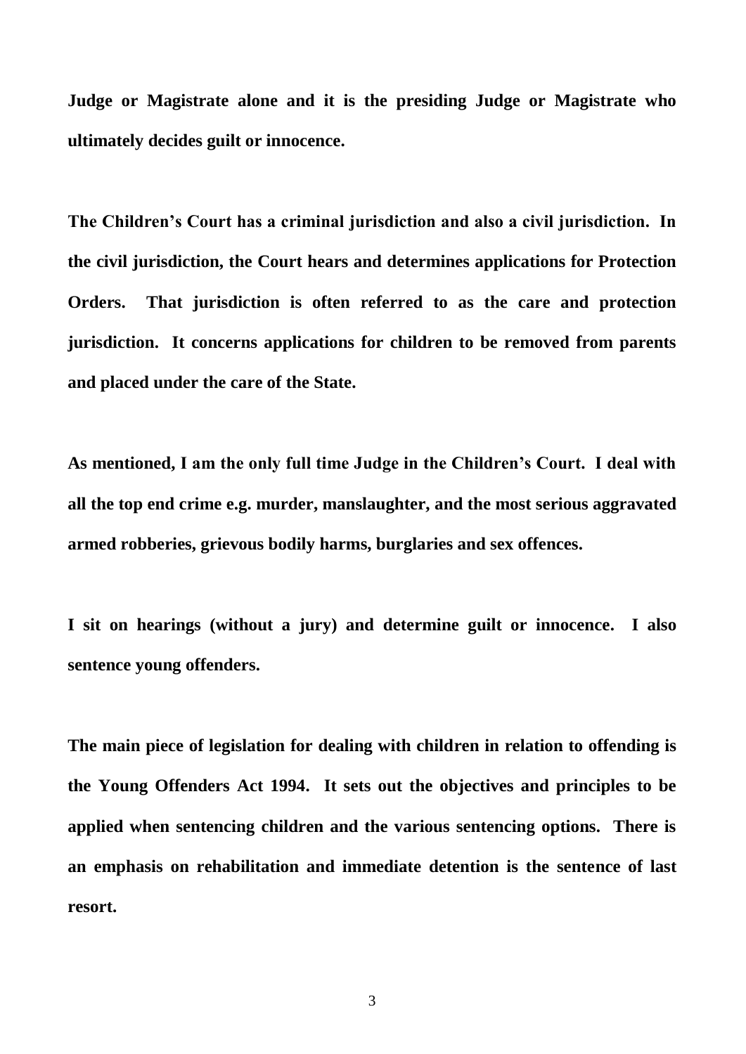**Judge or Magistrate alone and it is the presiding Judge or Magistrate who ultimately decides guilt or innocence.**

**The Children's Court has a criminal jurisdiction and also a civil jurisdiction. In the civil jurisdiction, the Court hears and determines applications for Protection Orders. That jurisdiction is often referred to as the care and protection jurisdiction. It concerns applications for children to be removed from parents and placed under the care of the State.**

**As mentioned, I am the only full time Judge in the Children's Court. I deal with all the top end crime e.g. murder, manslaughter, and the most serious aggravated armed robberies, grievous bodily harms, burglaries and sex offences.**

**I sit on hearings (without a jury) and determine guilt or innocence. I also sentence young offenders.**

**The main piece of legislation for dealing with children in relation to offending is the Young Offenders Act 1994. It sets out the objectives and principles to be applied when sentencing children and the various sentencing options. There is an emphasis on rehabilitation and immediate detention is the sentence of last resort.**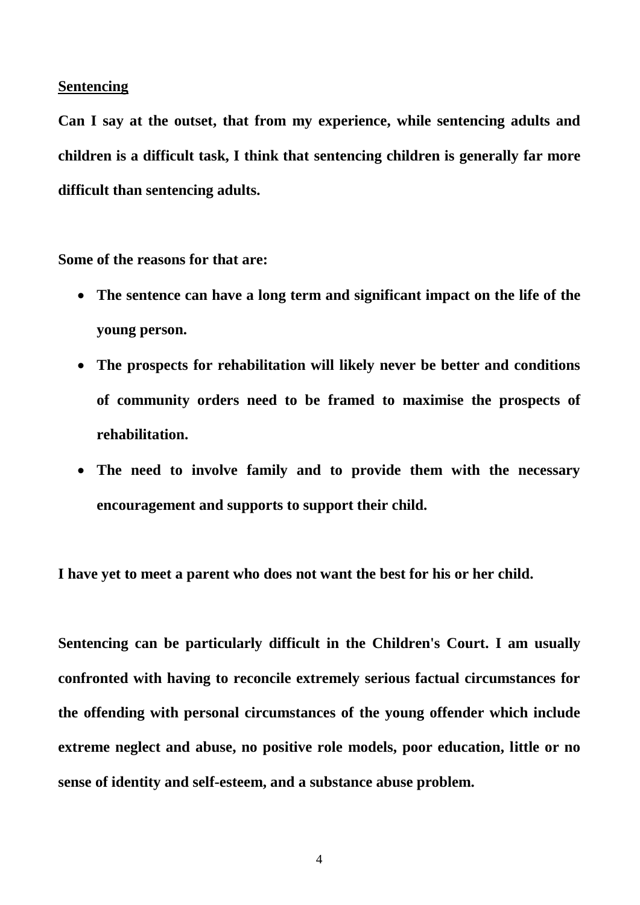**Sentencing**

**Can I say at the outset, that from my experience, while sentencing adults and children is a difficult task, I think that sentencing children is generally far more difficult than sentencing adults.**

**Some of the reasons for that are:**

- **The sentence can have a long term and significant impact on the life of the young person.**
- **The prospects for rehabilitation will likely never be better and conditions of community orders need to be framed to maximise the prospects of rehabilitation.**
- **The need to involve family and to provide them with the necessary encouragement and supports to support their child.**

**I have yet to meet a parent who does not want the best for his or her child.**

**Sentencing can be particularly difficult in the Children's Court. I am usually confronted with having to reconcile extremely serious factual circumstances for the offending with personal circumstances of the young offender which include extreme neglect and abuse, no positive role models, poor education, little or no sense of identity and self-esteem, and a substance abuse problem.**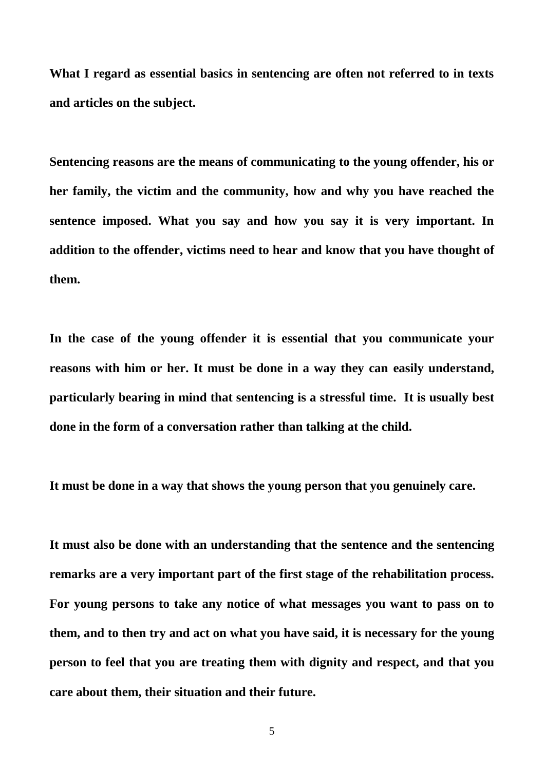**What I regard as essential basics in sentencing are often not referred to in texts and articles on the subject.**

**Sentencing reasons are the means of communicating to the young offender, his or her family, the victim and the community, how and why you have reached the sentence imposed. What you say and how you say it is very important. In addition to the offender, victims need to hear and know that you have thought of them.**

**In the case of the young offender it is essential that you communicate your reasons with him or her. It must be done in a way they can easily understand, particularly bearing in mind that sentencing is a stressful time. It is usually best done in the form of a conversation rather than talking at the child.**

**It must be done in a way that shows the young person that you genuinely care.**

**It must also be done with an understanding that the sentence and the sentencing remarks are a very important part of the first stage of the rehabilitation process. For young persons to take any notice of what messages you want to pass on to them, and to then try and act on what you have said, it is necessary for the young person to feel that you are treating them with dignity and respect, and that you care about them, their situation and their future.**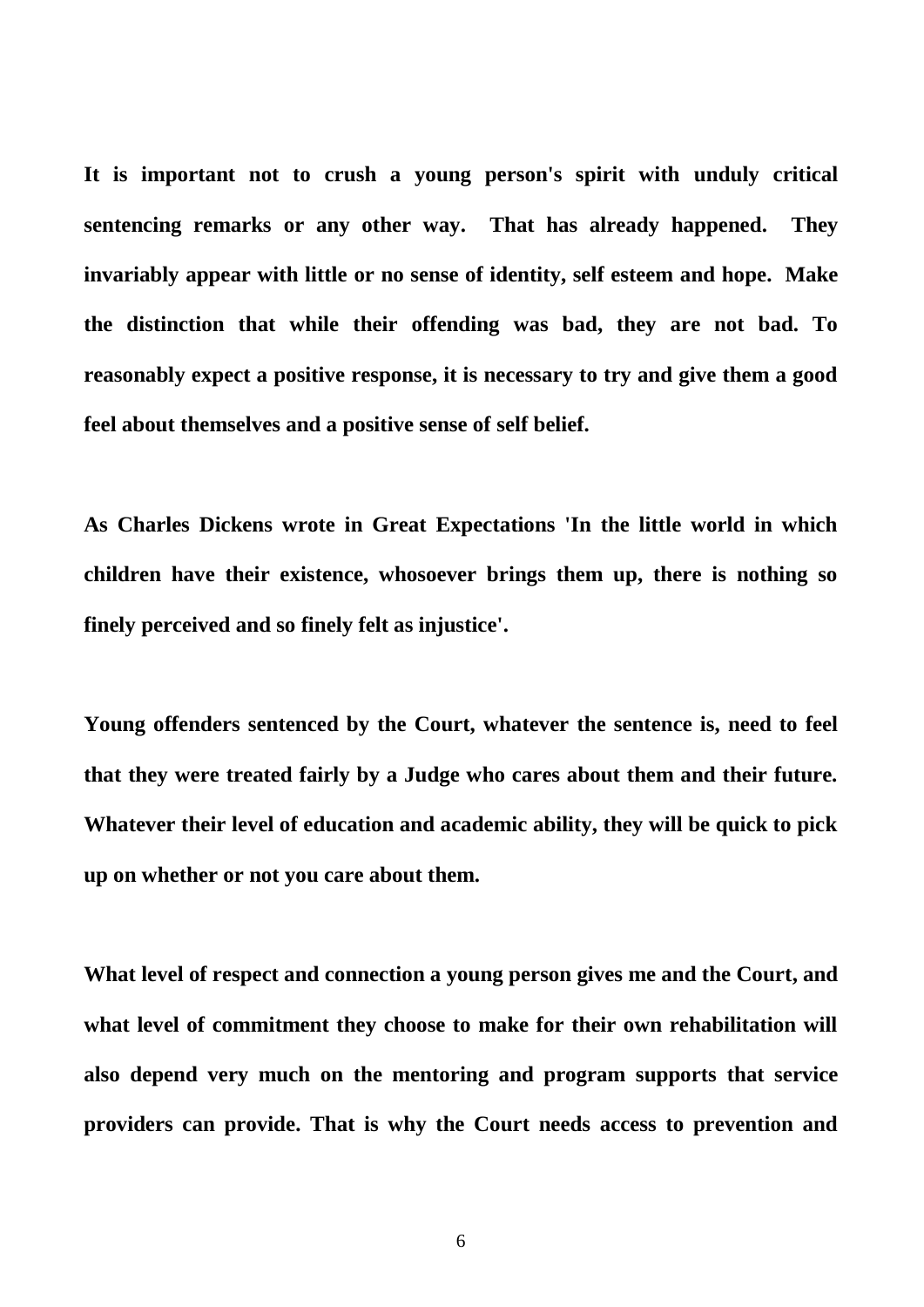**It is important not to crush a young person's spirit with unduly critical sentencing remarks or any other way. That has already happened. They invariably appear with little or no sense of identity, self esteem and hope. Make the distinction that while their offending was bad, they are not bad. To reasonably expect a positive response, it is necessary to try and give them a good feel about themselves and a positive sense of self belief.**

**As Charles Dickens wrote in Great Expectations 'In the little world in which children have their existence, whosoever brings them up, there is nothing so finely perceived and so finely felt as injustice'.**

**Young offenders sentenced by the Court, whatever the sentence is, need to feel that they were treated fairly by a Judge who cares about them and their future. Whatever their level of education and academic ability, they will be quick to pick up on whether or not you care about them.**

**What level of respect and connection a young person gives me and the Court, and what level of commitment they choose to make for their own rehabilitation will also depend very much on the mentoring and program supports that service providers can provide. That is why the Court needs access to prevention and**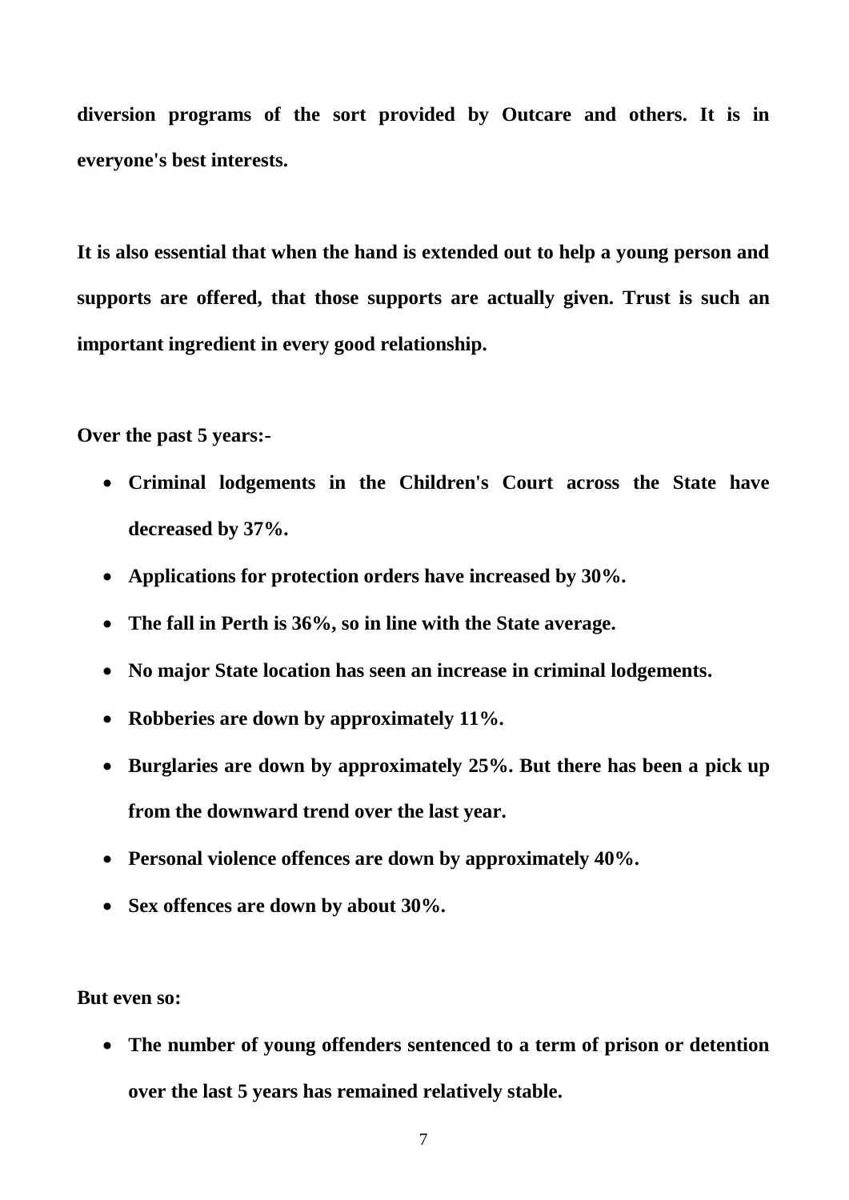**diversion programs of the sort provided by Outcare and others. It is in everyone's best interests.**

**It is also essential that when the hand is extended out to help a young person and supports are offered, that those supports are actually given. Trust is such an important ingredient in every good relationship.**

**Over the past 5 years:-**

- **Criminal lodgements in the Children's Court across the State have decreased by 37%.**
- **Applications for protection orders have increased by 30%.**
- **The fall in Perth is 36%, so in line with the State average.**
- **No major State location has seen an increase in criminal lodgements.**
- **Robberies are down by approximately 11%.**
- **Burglaries are down by approximately 25%. But there has been a pick up from the downward trend over the last year.**
- **Personal violence offences are down by approximately 40%.**
- **Sex offences are down by about 30%.**

**But even so:**

- **The number of young offenders sentenced to a term of prison or detention over the last 5 years has remained relatively stable.**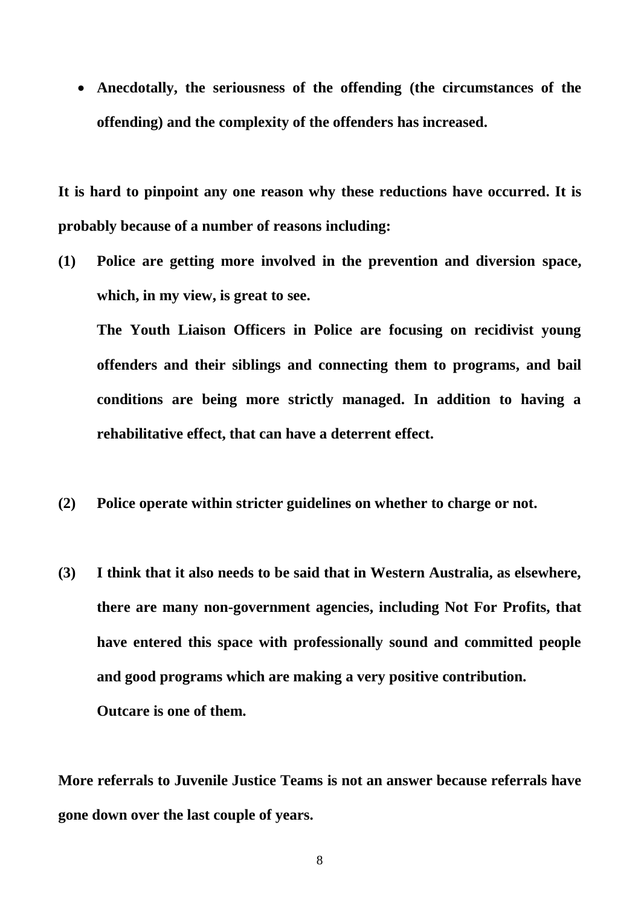- **Anecdotally, the seriousness of the offending (the circumstances of the offending) and the complexity of the offenders has increased.**

**It is hard to pinpoint any one reason why these reductions have occurred. It is probably because of a number of reasons including:**

**(1) Police are getting more involved in the prevention and diversion space, which, in my view, is great to see.**

**The Youth Liaison Officers in Police are focusing on recidivist young offenders and their siblings and connecting them to programs, and bail conditions are being more strictly managed. In addition to having a rehabilitative effect, that can have a deterrent effect.**

**(2) Police operate within stricter guidelines on whether to charge or not.**

**(3) I think that it also needs to be said that in Western Australia, as elsewhere, there are many non-government agencies, including Not For Profits, that have entered this space with professionally sound and committed people and good programs which are making a very positive contribution.**

**Outcare is one of them.**

**More referrals to Juvenile Justice Teams is not an answer because referrals have gone down over the last couple of years.**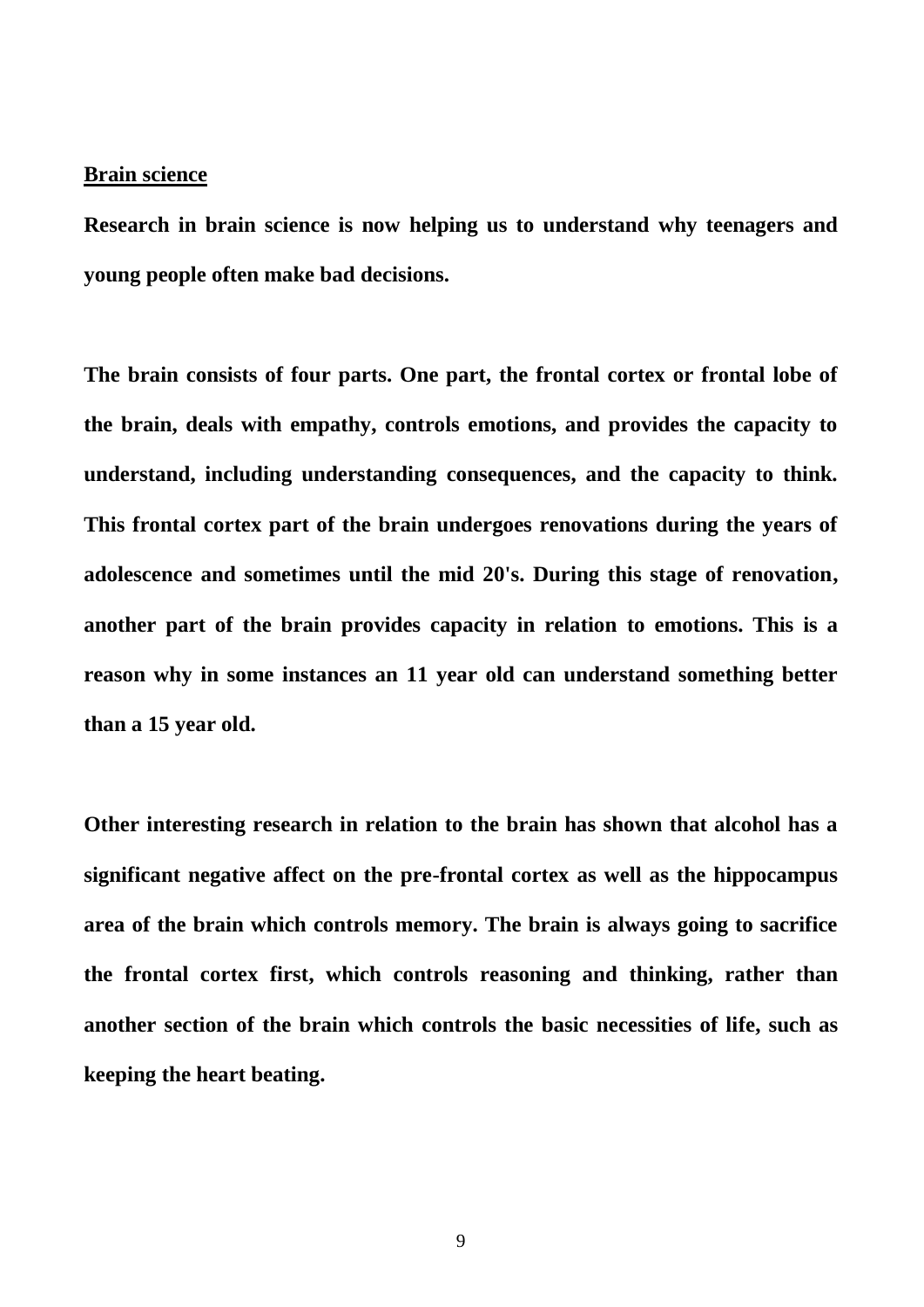**Brain science**

**Research in brain science is now helping us to understand why teenagers and young people often make bad decisions.**

**The brain consists of four parts. One part, the frontal cortex or frontal lobe of the brain, deals with empathy, controls emotions, and provides the capacity to understand, including understanding consequences, and the capacity to think. This frontal cortex part of the brain undergoes renovations during the years of adolescence and sometimes until the mid 20's. During this stage of renovation, another part of the brain provides capacity in relation to emotions. This is a reason why in some instances an 11 year old can understand something better than a 15 year old.**

**Other interesting research in relation to the brain has shown that alcohol has a significant negative affect on the pre-frontal cortex as well as the hippocampus area of the brain which controls memory. The brain is always going to sacrifice the frontal cortex first, which controls reasoning and thinking, rather than another section of the brain which controls the basic necessities of life, such as keeping the heart beating.**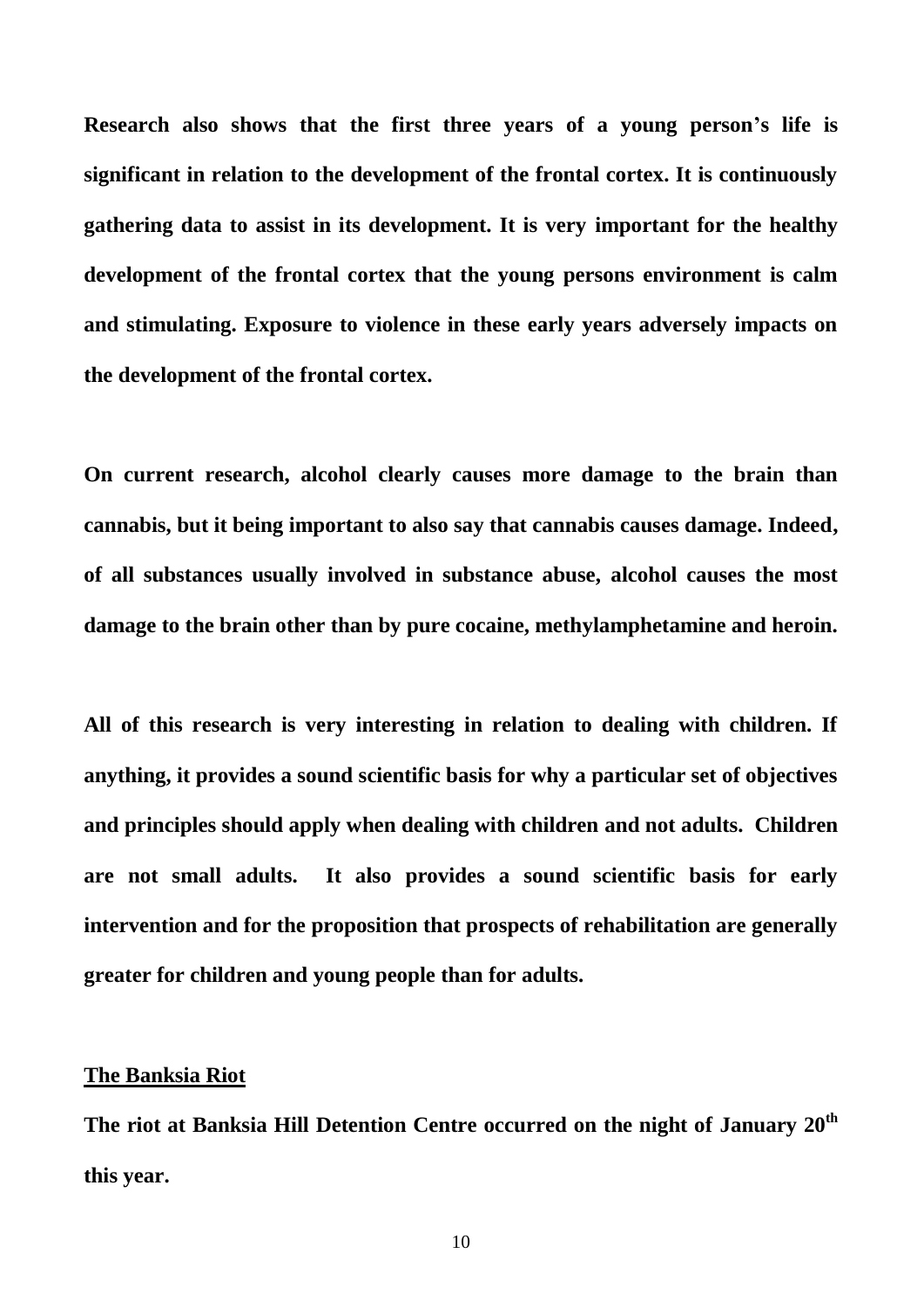**Research also shows that the first three years of a young person's life is significant in relation to the development of the frontal cortex. It is continuously gathering data to assist in its development. It is very important for the healthy development of the frontal cortex that the young persons environment is calm and stimulating. Exposure to violence in these early years adversely impacts on the development of the frontal cortex.**

**On current research, alcohol clearly causes more damage to the brain than cannabis, but it being important to also say that cannabis causes damage. Indeed, of all substances usually involved in substance abuse, alcohol causes the most damage to the brain other than by pure cocaine, methylamphetamine and heroin.**

**All of this research is very interesting in relation to dealing with children. If anything, it provides a sound scientific basis for why a particular set of objectives and principles should apply when dealing with children and not adults. Children are not small adults. It also provides a sound scientific basis for early intervention and for the proposition that prospects of rehabilitation are generally greater for children and young people than for adults.**

## The Banksia Riot

**The riot at Banksia Hill Detention Centre occurred on the night of January 20th this year.**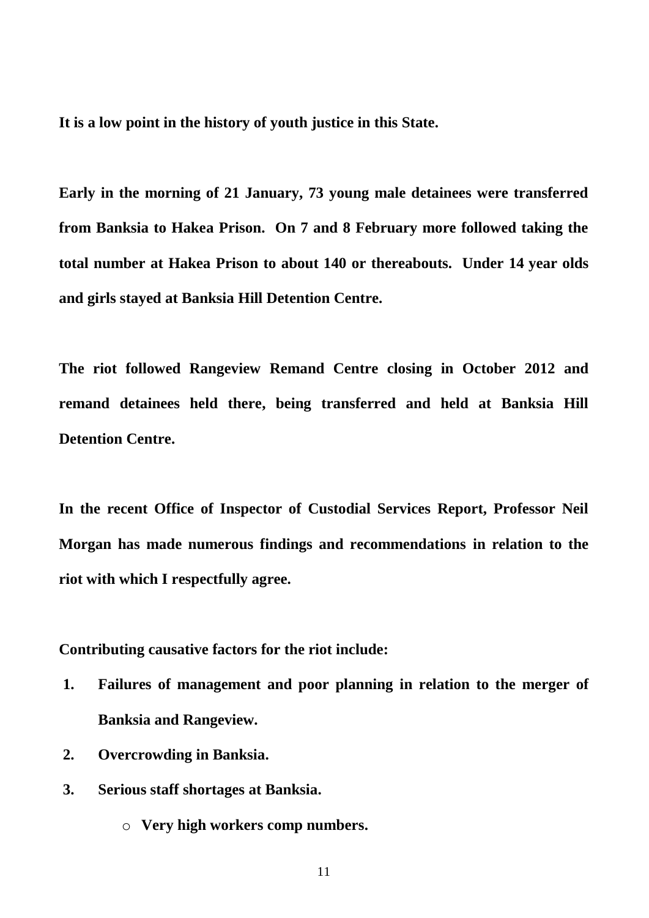**It is a low point in the history of youth justice in this State.**

**Early in the morning of 21 January, 73 young male detainees were transferred from Banksia to Hakea Prison. On 7 and 8 February more followed taking the total number at Hakea Prison to about 140 or thereabouts. Under 14 year olds and girls stayed at Banksia Hill Detention Centre.**

**The riot followed Rangeview Remand Centre closing in October 2012 and remand detainees held there, being transferred and held at Banksia Hill Detention Centre.**

**In the recent Office of Inspector of Custodial Services Report, Professor Neil Morgan has made numerous findings and recommendations in relation to the riot with which I respectfully agree.**

**Contributing causative factors for the riot include:**

1. **Failures of management and poor planning in relation to the merger of Banksia and Rangeview.**
2. **Overcrowding in Banksia.**
3. **Serious staff shortages at Banksia.**
    - **Very high workers comp numbers.**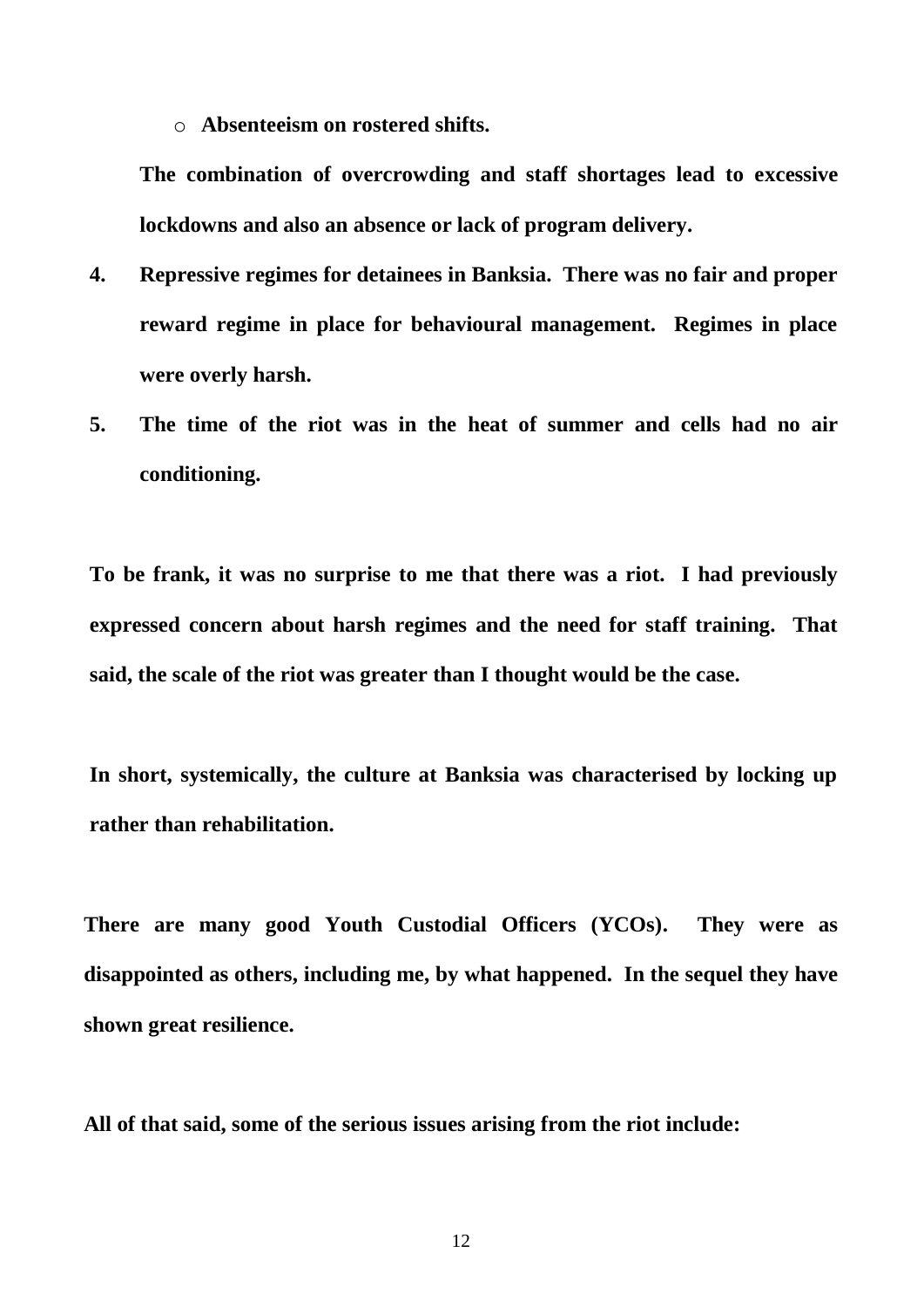- **Absenteeism on rostered shifts.**

**The combination of overcrowding and staff shortages lead to excessive lockdowns and also an absence or lack of program delivery.**

4. **Repressive regimes for detainees in Banksia. There was no fair and proper reward regime in place for behavioural management. Regimes in place were overly harsh.**

5. **The time of the riot was in the heat of summer and cells had no air conditioning.**

**To be frank, it was no surprise to me that there was a riot. I had previously expressed concern about harsh regimes and the need for staff training. That said, the scale of the riot was greater than I thought would be the case.**

**In short, systemically, the culture at Banksia was characterised by locking up rather than rehabilitation.**

**There are many good Youth Custodial Officers (YCOs). They were as disappointed as others, including me, by what happened. In the sequel they have shown great resilience.**

**All of that said, some of the serious issues arising from the riot include:**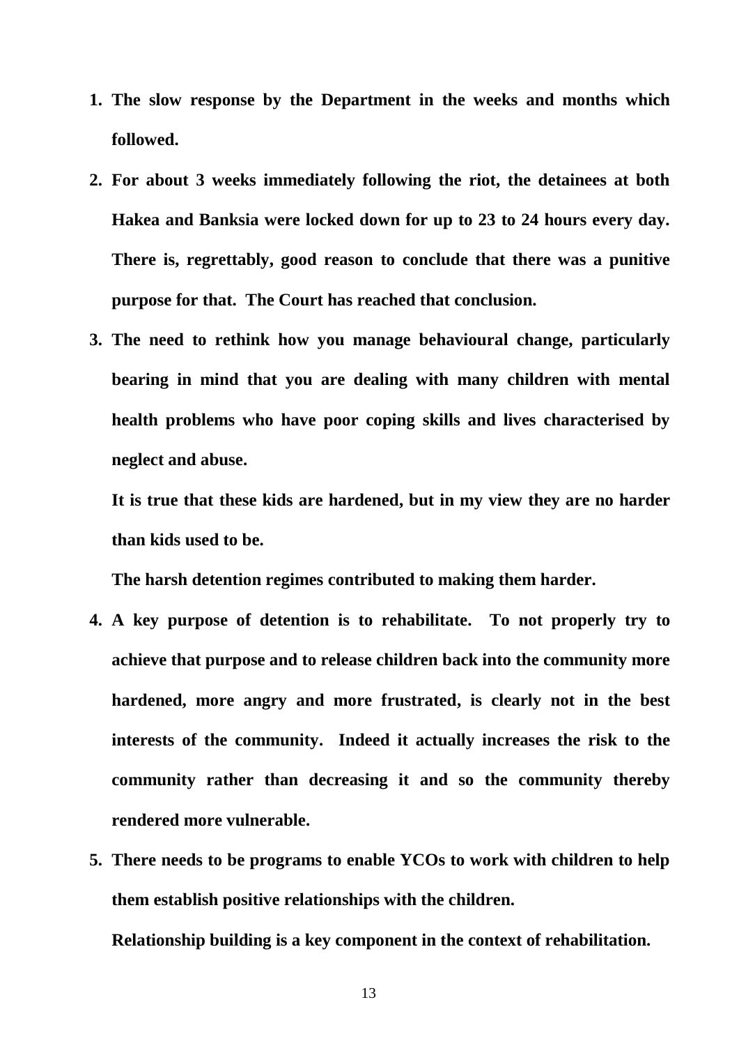1. **The slow response by the Department in the weeks and months which followed.**
2. **For about 3 weeks immediately following the riot, the detainees at both Hakea and Banksia were locked down for up to 23 to 24 hours every day. There is, regrettably, good reason to conclude that there was a punitive purpose for that. The Court has reached that conclusion.**
3. **The need to rethink how you manage behavioural change, particularly bearing in mind that you are dealing with many children with mental health problems who have poor coping skills and lives characterised by neglect and abuse.**

   **It is true that these kids are hardened, but in my view they are no harder than kids used to be.**

   **The harsh detention regimes contributed to making them harder.**
4. **A key purpose of detention is to rehabilitate. To not properly try to achieve that purpose and to release children back into the community more hardened, more angry and more frustrated, is clearly not in the best interests of the community. Indeed it actually increases the risk to the community rather than decreasing it and so the community thereby rendered more vulnerable.**
5. **There needs to be programs to enable YCOs to work with children to help them establish positive relationships with the children.**

   **Relationship building is a key component in the context of rehabilitation.**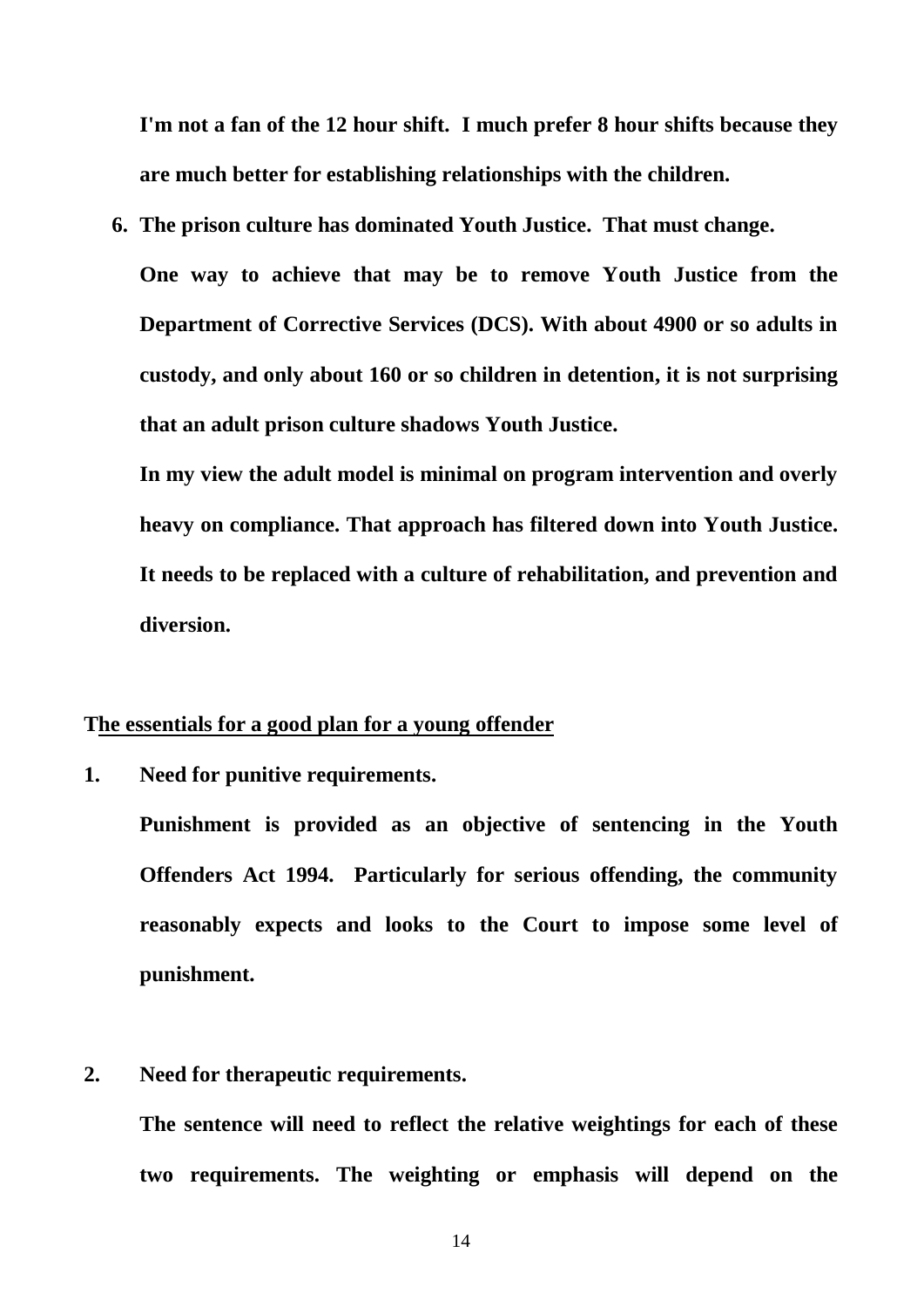**I'm not a fan of the 12 hour shift. I much prefer 8 hour shifts because they are much better for establishing relationships with the children.**

6. **The prison culture has dominated Youth Justice. That must change.**

   **One way to achieve that may be to remove Youth Justice from the Department of Corrective Services (DCS). With about 4900 or so adults in custody, and only about 160 or so children in detention, it is not surprising that an adult prison culture shadows Youth Justice.**

   **In my view the adult model is minimal on program intervention and overly heavy on compliance. That approach has filtered down into Youth Justice. It needs to be replaced with a culture of rehabilitation, and prevention and diversion.**

**The essentials for a good plan for a young offender**

1. **Need for punitive requirements.**

   **Punishment is provided as an objective of sentencing in the Youth Offenders Act 1994. Particularly for serious offending, the community reasonably expects and looks to the Court to impose some level of punishment.**

2. **Need for therapeutic requirements.**

   **The sentence will need to reflect the relative weightings for each of these two requirements. The weighting or emphasis will depend on the**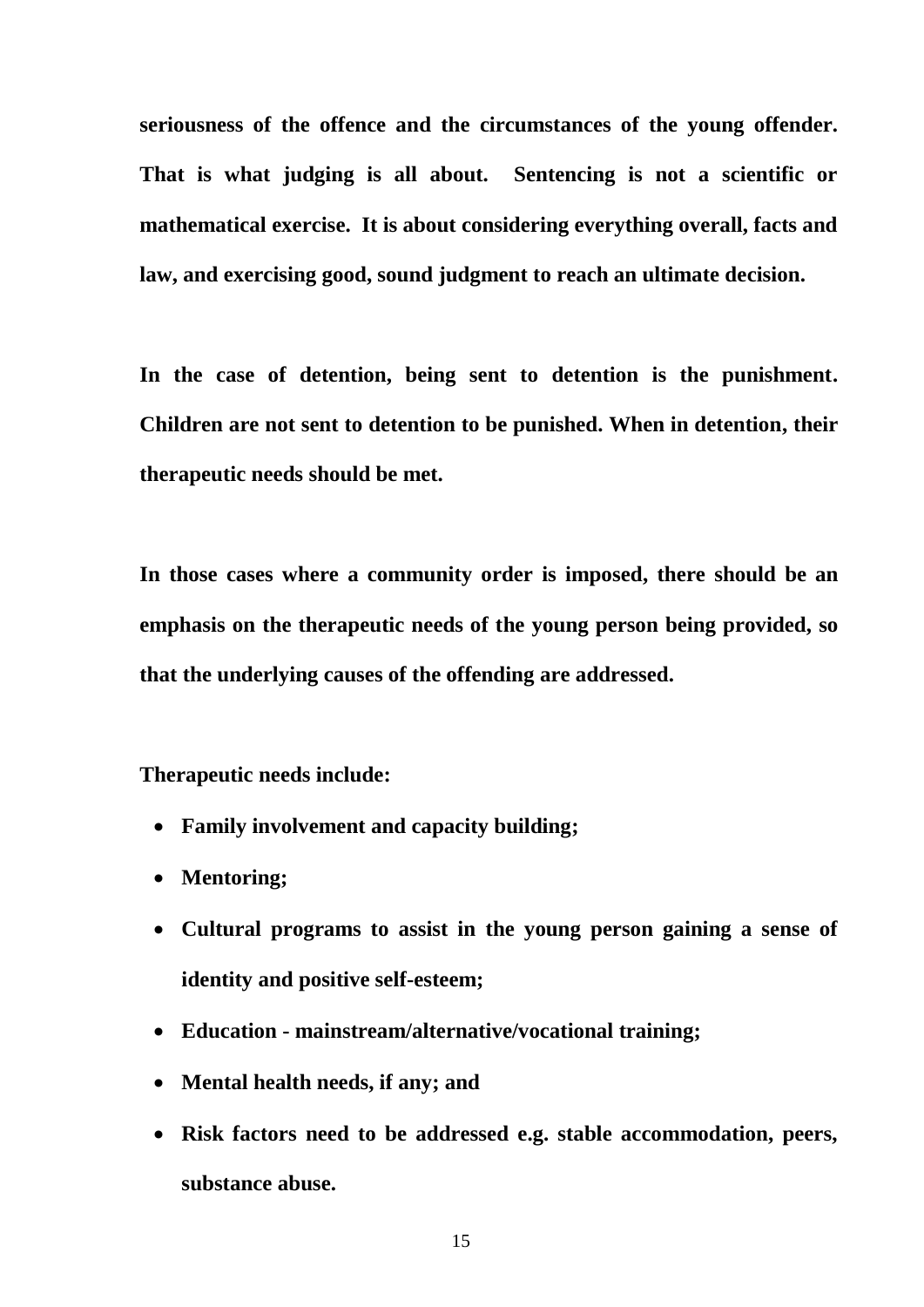**seriousness of the offence and the circumstances of the young offender. That is what judging is all about. Sentencing is not a scientific or mathematical exercise. It is about considering everything overall, facts and law, and exercising good, sound judgment to reach an ultimate decision.**

**In the case of detention, being sent to detention is the punishment. Children are not sent to detention to be punished. When in detention, their therapeutic needs should be met.**

**In those cases where a community order is imposed, there should be an emphasis on the therapeutic needs of the young person being provided, so that the underlying causes of the offending are addressed.**

**Therapeutic needs include:**

- **Family involvement and capacity building;**
- **Mentoring;**
- **Cultural programs to assist in the young person gaining a sense of identity and positive self-esteem;**
- **Education - mainstream/alternative/vocational training;**
- **Mental health needs, if any; and**
- **Risk factors need to be addressed e.g. stable accommodation, peers, substance abuse.**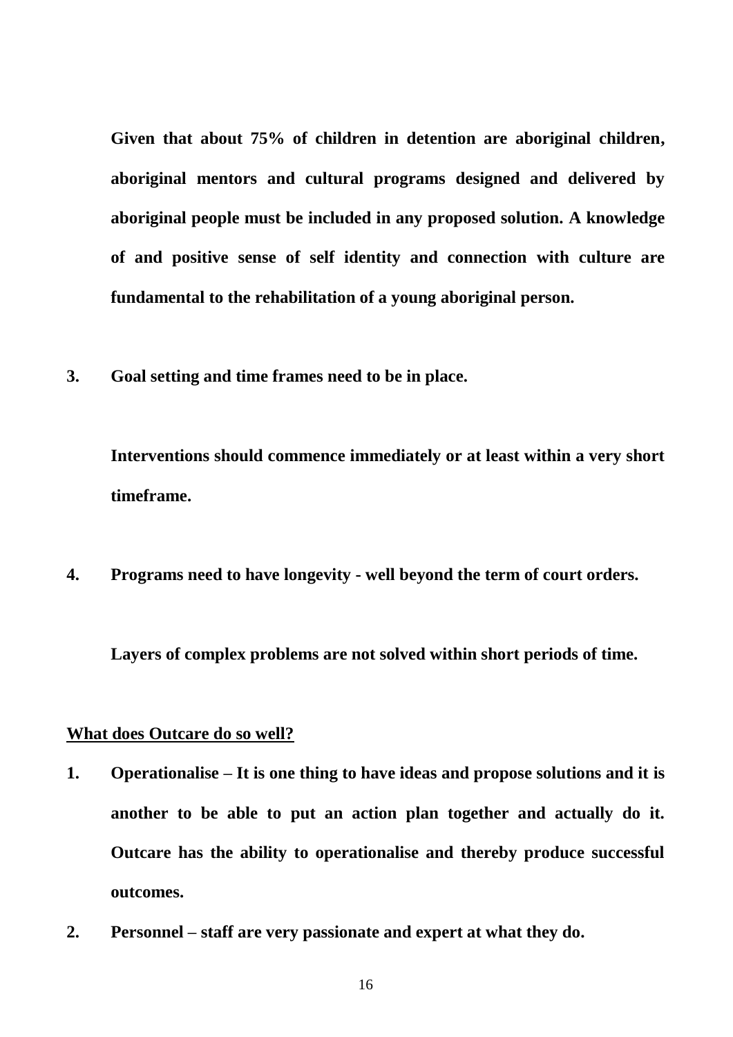**Given that about 75% of children in detention are aboriginal children, aboriginal mentors and cultural programs designed and delivered by aboriginal people must be included in any proposed solution. A knowledge of and positive sense of self identity and connection with culture are fundamental to the rehabilitation of a young aboriginal person.**

3. **Goal setting and time frames need to be in place.**

   **Interventions should commence immediately or at least within a very short timeframe.**

4. **Programs need to have longevity - well beyond the term of court orders.**

   **Layers of complex problems are not solved within short periods of time.**

**<u>What does Outcare do so well?</u>**

1. **Operationalise – It is one thing to have ideas and propose solutions and it is another to be able to put an action plan together and actually do it. Outcare has the ability to operationalise and thereby produce successful outcomes.**
2. **Personnel – staff are very passionate and expert at what they do.**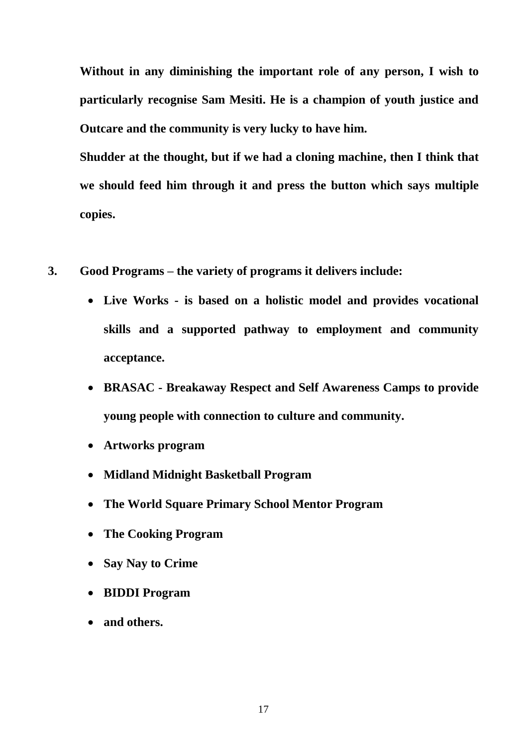**Without in any diminishing the important role of any person, I wish to particularly recognise Sam Mesiti. He is a champion of youth justice and Outcare and the community is very lucky to have him.**

**Shudder at the thought, but if we had a cloning machine, then I think that we should feed him through it and press the button which says multiple copies.**

3. **Good Programs – the variety of programs it delivers include:**

   - **Live Works - is based on a holistic model and provides vocational skills and a supported pathway to employment and community acceptance.**
   - **BRASAC - Breakaway Respect and Self Awareness Camps to provide young people with connection to culture and community.**
   - **Artworks program**
   - **Midland Midnight Basketball Program**
   - **The World Square Primary School Mentor Program**
   - **The Cooking Program**
   - **Say Nay to Crime**
   - **BIDDI Program**
   - **and others.**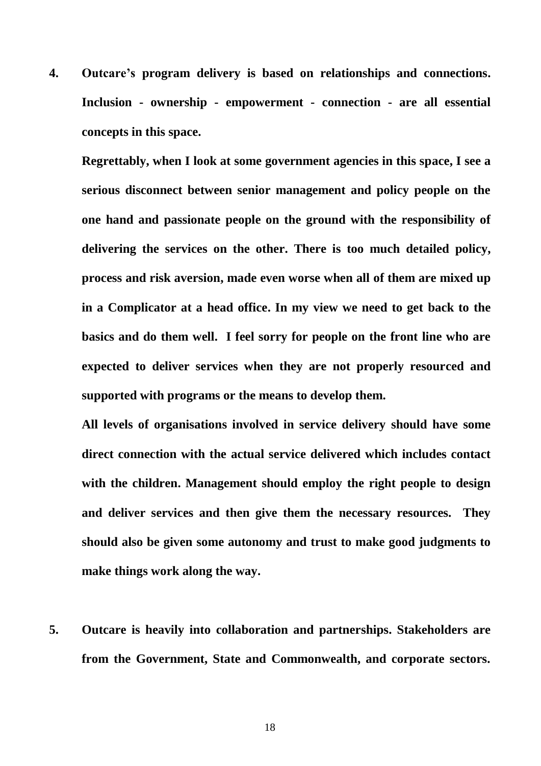4. **Outcare's program delivery is based on relationships and connections. Inclusion - ownership - empowerment - connection - are all essential concepts in this space.**

   **Regrettably, when I look at some government agencies in this space, I see a serious disconnect between senior management and policy people on the one hand and passionate people on the ground with the responsibility of delivering the services on the other. There is too much detailed policy, process and risk aversion, made even worse when all of them are mixed up in a Complicator at a head office. In my view we need to get back to the basics and do them well. I feel sorry for people on the front line who are expected to deliver services when they are not properly resourced and supported with programs or the means to develop them.**

   **All levels of organisations involved in service delivery should have some direct connection with the actual service delivered which includes contact with the children. Management should employ the right people to design and deliver services and then give them the necessary resources. They should also be given some autonomy and trust to make good judgments to make things work along the way.**

5. **Outcare is heavily into collaboration and partnerships. Stakeholders are from the Government, State and Commonwealth, and corporate sectors.**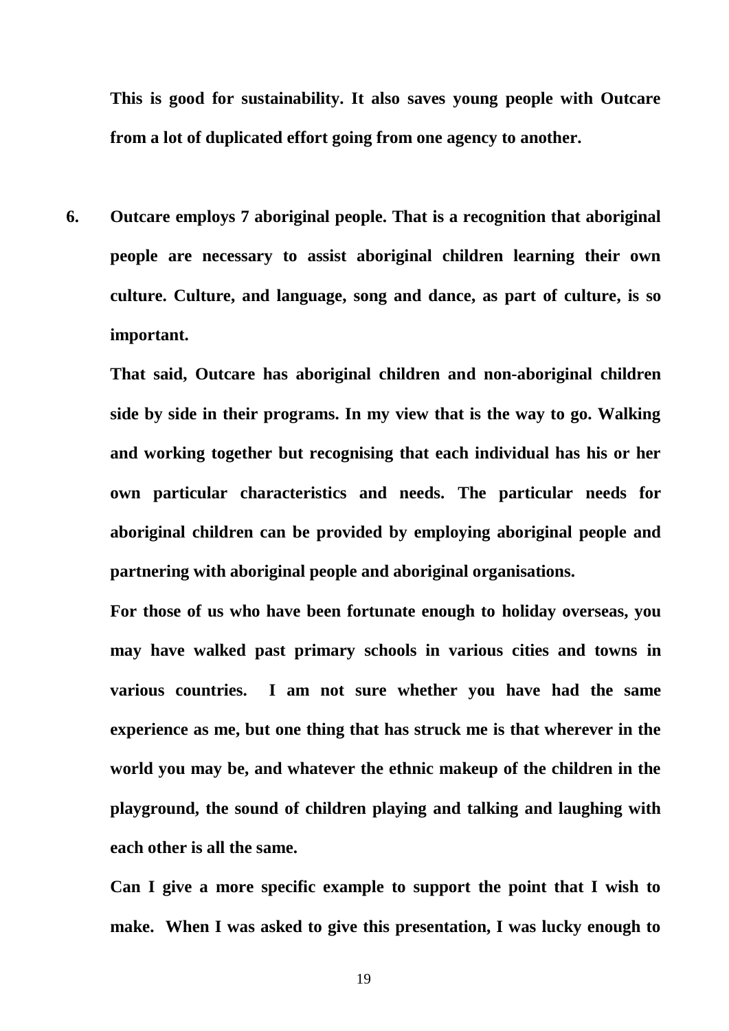**This is good for sustainability. It also saves young people with Outcare from a lot of duplicated effort going from one agency to another.**

6. **Outcare employs 7 aboriginal people. That is a recognition that aboriginal people are necessary to assist aboriginal children learning their own culture. Culture, and language, song and dance, as part of culture, is so important.**

   **That said, Outcare has aboriginal children and non-aboriginal children side by side in their programs. In my view that is the way to go. Walking and working together but recognising that each individual has his or her own particular characteristics and needs. The particular needs for aboriginal children can be provided by employing aboriginal people and partnering with aboriginal people and aboriginal organisations.**

   **For those of us who have been fortunate enough to holiday overseas, you may have walked past primary schools in various cities and towns in various countries. I am not sure whether you have had the same experience as me, but one thing that has struck me is that wherever in the world you may be, and whatever the ethnic makeup of the children in the playground, the sound of children playing and talking and laughing with each other is all the same.**

   **Can I give a more specific example to support the point that I wish to make. When I was asked to give this presentation, I was lucky enough to**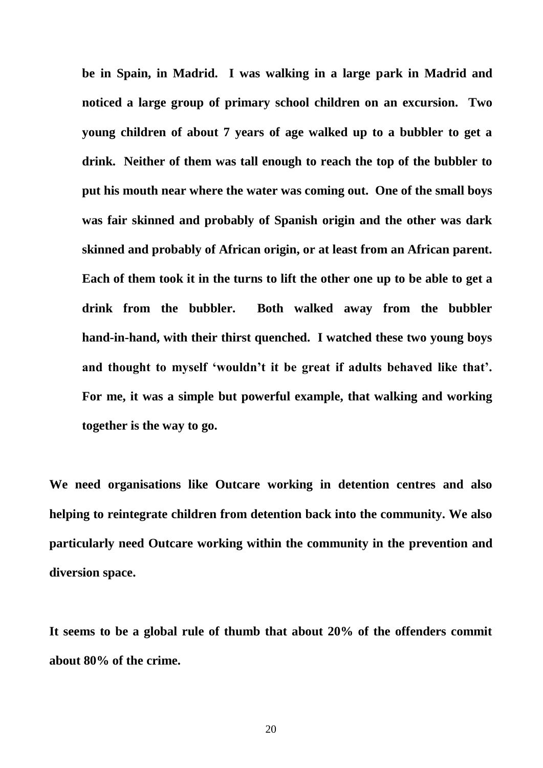**be in Spain, in Madrid. I was walking in a large park in Madrid and noticed a large group of primary school children on an excursion. Two young children of about 7 years of age walked up to a bubbler to get a drink. Neither of them was tall enough to reach the top of the bubbler to put his mouth near where the water was coming out. One of the small boys was fair skinned and probably of Spanish origin and the other was dark skinned and probably of African origin, or at least from an African parent. Each of them took it in the turns to lift the other one up to be able to get a drink from the bubbler. Both walked away from the bubbler hand-in-hand, with their thirst quenched. I watched these two young boys and thought to myself 'wouldn't it be great if adults behaved like that'. For me, it was a simple but powerful example, that walking and working together is the way to go.**

**We need organisations like Outcare working in detention centres and also helping to reintegrate children from detention back into the community. We also particularly need Outcare working within the community in the prevention and diversion space.**

**It seems to be a global rule of thumb that about 20% of the offenders commit about 80% of the crime.**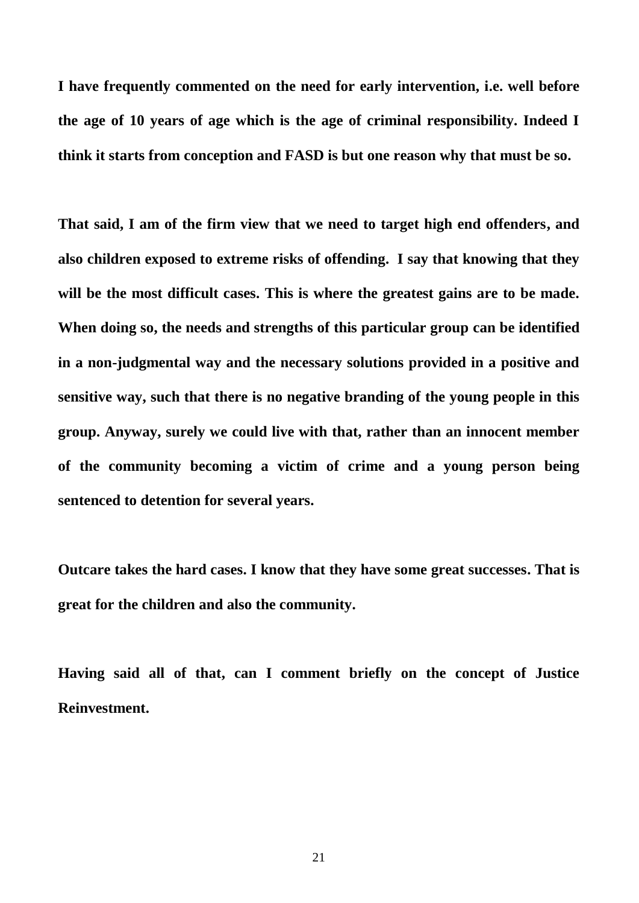**I have frequently commented on the need for early intervention, i.e. well before the age of 10 years of age which is the age of criminal responsibility. Indeed I think it starts from conception and FASD is but one reason why that must be so.**

**That said, I am of the firm view that we need to target high end offenders, and also children exposed to extreme risks of offending. I say that knowing that they will be the most difficult cases. This is where the greatest gains are to be made. When doing so, the needs and strengths of this particular group can be identified in a non-judgmental way and the necessary solutions provided in a positive and sensitive way, such that there is no negative branding of the young people in this group. Anyway, surely we could live with that, rather than an innocent member of the community becoming a victim of crime and a young person being sentenced to detention for several years.**

**Outcare takes the hard cases. I know that they have some great successes. That is great for the children and also the community.**

**Having said all of that, can I comment briefly on the concept of Justice Reinvestment.**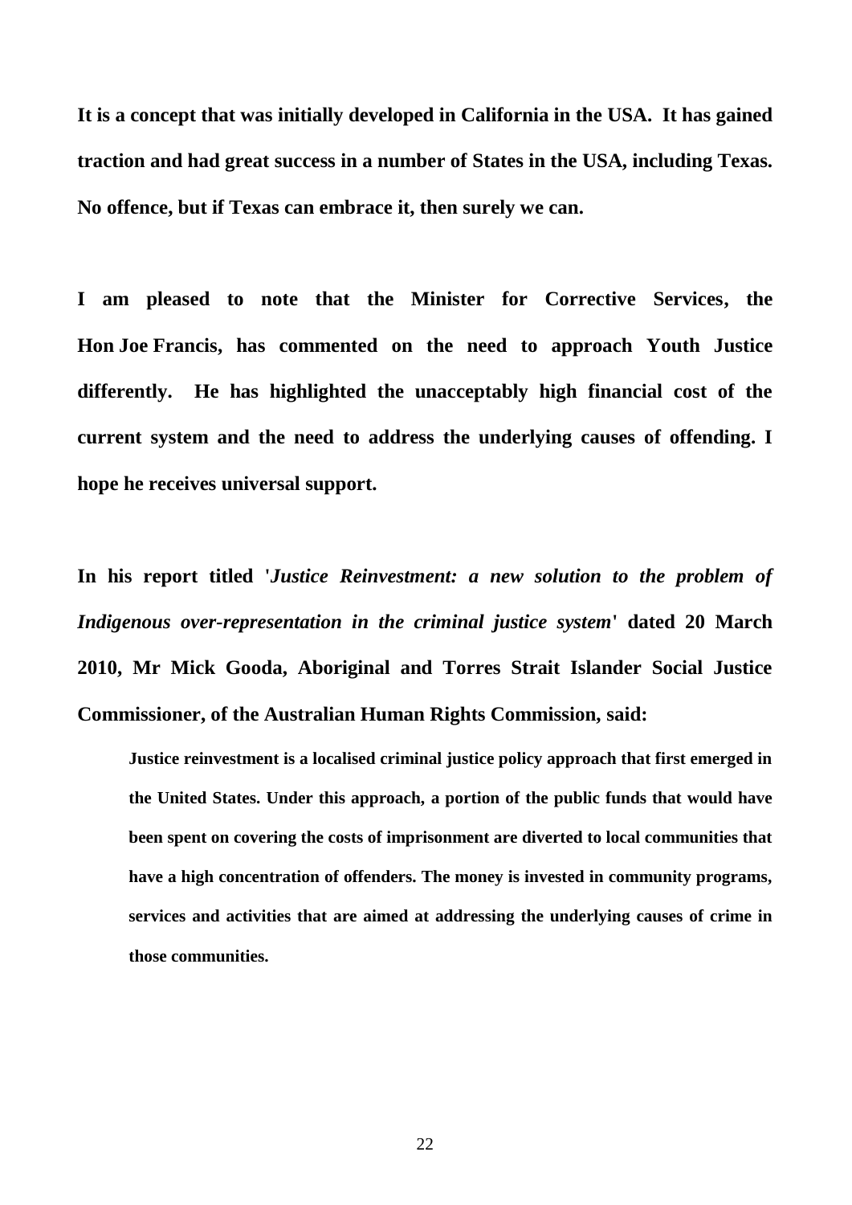**It is a concept that was initially developed in California in the USA. It has gained traction and had great success in a number of States in the USA, including Texas. No offence, but if Texas can embrace it, then surely we can.**

**I am pleased to note that the Minister for Corrective Services, the Hon Joe Francis, has commented on the need to approach Youth Justice differently. He has highlighted the unacceptably high financial cost of the current system and the need to address the underlying causes of offending. I hope he receives universal support.**

**In his report titled '*Justice Reinvestment: a new solution to the problem of Indigenous over-representation in the criminal justice system*' dated 20 March 2010, Mr Mick Gooda, Aboriginal and Torres Strait Islander Social Justice Commissioner, of the Australian Human Rights Commission, said:**

> **Justice reinvestment is a localised criminal justice policy approach that first emerged in the United States. Under this approach, a portion of the public funds that would have been spent on covering the costs of imprisonment are diverted to local communities that have a high concentration of offenders. The money is invested in community programs, services and activities that are aimed at addressing the underlying causes of crime in those communities.**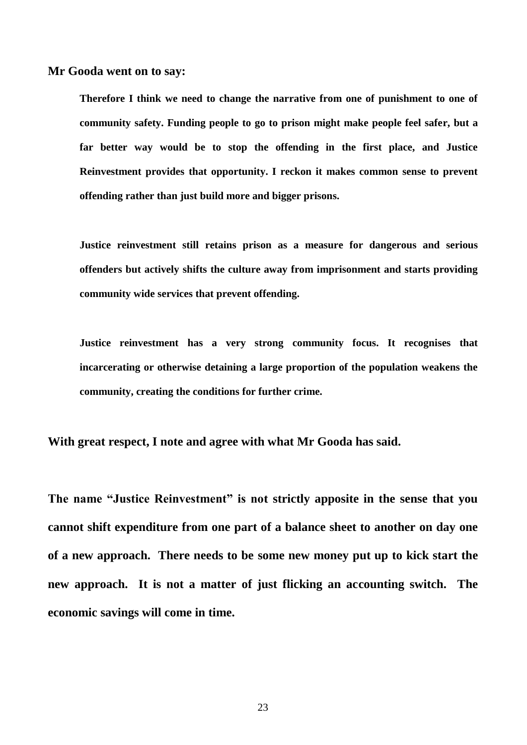**Mr Gooda went on to say:**

> **Therefore I think we need to change the narrative from one of punishment to one of community safety. Funding people to go to prison might make people feel safer, but a far better way would be to stop the offending in the first place, and Justice Reinvestment provides that opportunity. I reckon it makes common sense to prevent offending rather than just build more and bigger prisons.**
>
> **Justice reinvestment still retains prison as a measure for dangerous and serious offenders but actively shifts the culture away from imprisonment and starts providing community wide services that prevent offending.**
>
> **Justice reinvestment has a very strong community focus. It recognises that incarcerating or otherwise detaining a large proportion of the population weakens the community, creating the conditions for further crime.**

**With great respect, I note and agree with what Mr Gooda has said.**

**The name "Justice Reinvestment" is not strictly apposite in the sense that you cannot shift expenditure from one part of a balance sheet to another on day one of a new approach. There needs to be some new money put up to kick start the new approach. It is not a matter of just flicking an accounting switch. The economic savings will come in time.**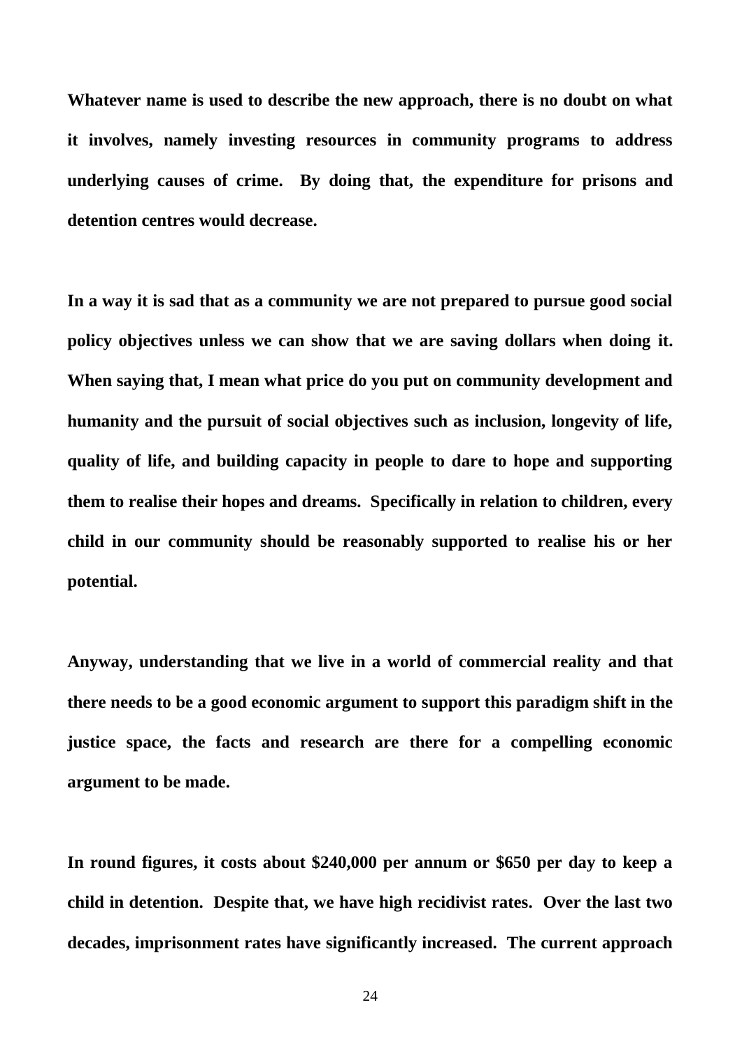**Whatever name is used to describe the new approach, there is no doubt on what it involves, namely investing resources in community programs to address underlying causes of crime. By doing that, the expenditure for prisons and detention centres would decrease.**

**In a way it is sad that as a community we are not prepared to pursue good social policy objectives unless we can show that we are saving dollars when doing it. When saying that, I mean what price do you put on community development and humanity and the pursuit of social objectives such as inclusion, longevity of life, quality of life, and building capacity in people to dare to hope and supporting them to realise their hopes and dreams. Specifically in relation to children, every child in our community should be reasonably supported to realise his or her potential.**

**Anyway, understanding that we live in a world of commercial reality and that there needs to be a good economic argument to support this paradigm shift in the justice space, the facts and research are there for a compelling economic argument to be made.**

**In round figures, it costs about $240,000 per annum or $650 per day to keep a child in detention. Despite that, we have high recidivist rates. Over the last two decades, imprisonment rates have significantly increased. The current approach**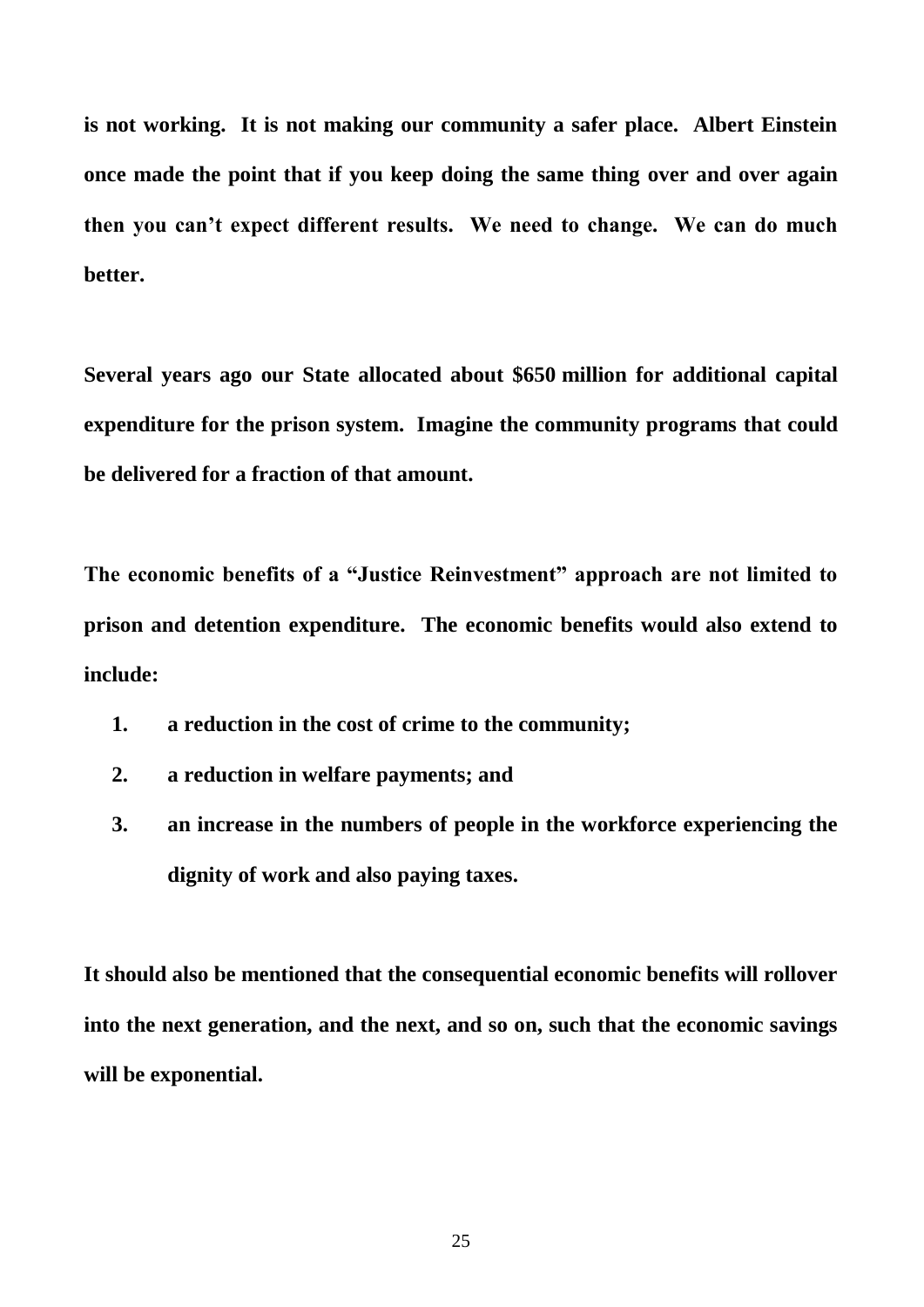**is not working. It is not making our community a safer place. Albert Einstein once made the point that if you keep doing the same thing over and over again then you can't expect different results. We need to change. We can do much better.**

**Several years ago our State allocated about $650 million for additional capital expenditure for the prison system. Imagine the community programs that could be delivered for a fraction of that amount.**

**The economic benefits of a "Justice Reinvestment" approach are not limited to prison and detention expenditure. The economic benefits would also extend to include:**

1. **a reduction in the cost of crime to the community;**
2. **a reduction in welfare payments; and**
3. **an increase in the numbers of people in the workforce experiencing the dignity of work and also paying taxes.**

**It should also be mentioned that the consequential economic benefits will rollover into the next generation, and the next, and so on, such that the economic savings will be exponential.**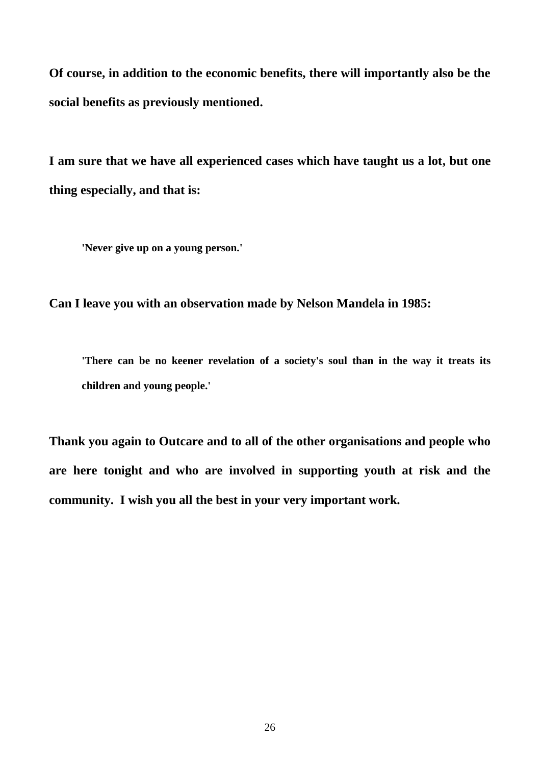**Of course, in addition to the economic benefits, there will importantly also be the social benefits as previously mentioned.**

**I am sure that we have all experienced cases which have taught us a lot, but one thing especially, and that is:**

> **'Never give up on a young person.'**

**Can I leave you with an observation made by Nelson Mandela in 1985:**

> **'There can be no keener revelation of a society's soul than in the way it treats its children and young people.'**

**Thank you again to Outcare and to all of the other organisations and people who are here tonight and who are involved in supporting youth at risk and the community. I wish you all the best in your very important work.**